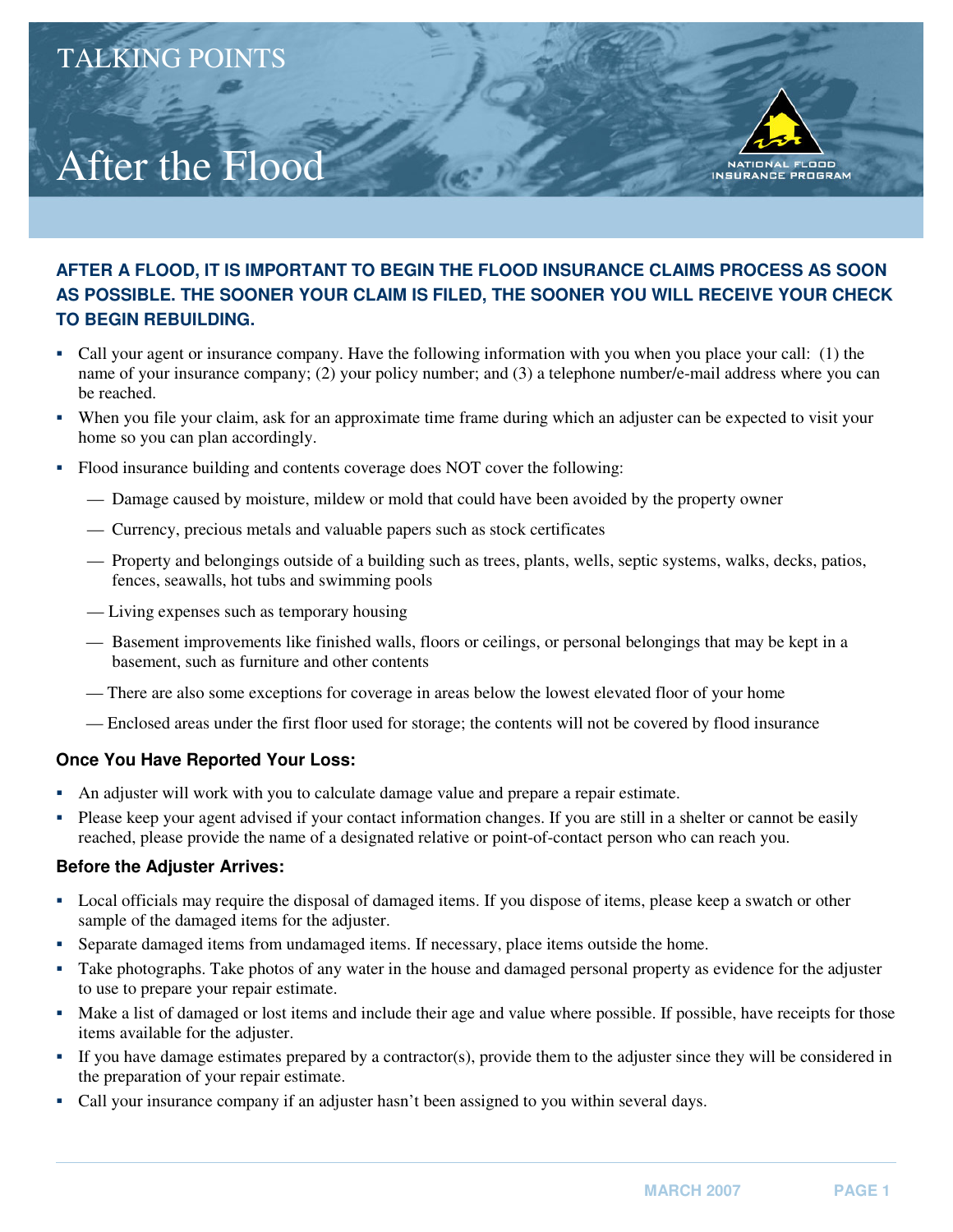TALKING POINTS

# After the Flood

NATIONAL FLOOD INSURANCE PROGRAM

**AFTER A FLOOD, IT IS IMPORTANT TO BEGIN THE FLOOD INSURANCE CLAIMS PROCESS AS SOON AS POSSIBLE. THE SOONER YOUR CLAIM IS FILED, THE SOONER YOU WILL RECEIVE YOUR CHECK TO BEGIN REBUILDING.**

- Call your agent or insurance company. Have the following information with you when you place your call: (1) the name of your insurance company; (2) your policy number; and (3) a telephone number/e-mail address where you can be reached.
- When you file your claim, ask for an approximate time frame during which an adjuster can be expected to visit your home so you can plan accordingly.
- Flood insurance building and contents coverage does NOT cover the following:
  - — Damage caused by moisture, mildew or mold that could have been avoided by the property owner
  - — Currency, precious metals and valuable papers such as stock certificates
  - — Property and belongings outside of a building such as trees, plants, wells, septic systems, walks, decks, patios, fences, seawalls, hot tubs and swimming pools
  - — Living expenses such as temporary housing
  - — Basement improvements like finished walls, floors or ceilings, or personal belongings that may be kept in a basement, such as furniture and other contents
  - — There are also some exceptions for coverage in areas below the lowest elevated floor of your home
  - — Enclosed areas under the first floor used for storage; the contents will not be covered by flood insurance

### Once You Have Reported Your Loss:

- An adjuster will work with you to calculate damage value and prepare a repair estimate.
- Please keep your agent advised if your contact information changes. If you are still in a shelter or cannot be easily reached, please provide the name of a designated relative or point-of-contact person who can reach you.

### Before the Adjuster Arrives:

- Local officials may require the disposal of damaged items. If you dispose of items, please keep a swatch or other sample of the damaged items for the adjuster.
- Separate damaged items from undamaged items. If necessary, place items outside the home.
- Take photographs. Take photos of any water in the house and damaged personal property as evidence for the adjuster to use to prepare your repair estimate.
- Make a list of damaged or lost items and include their age and value where possible. If possible, have receipts for those items available for the adjuster.
- If you have damage estimates prepared by a contractor(s), provide them to the adjuster since they will be considered in the preparation of your repair estimate.
- Call your insurance company if an adjuster hasn't been assigned to you within several days.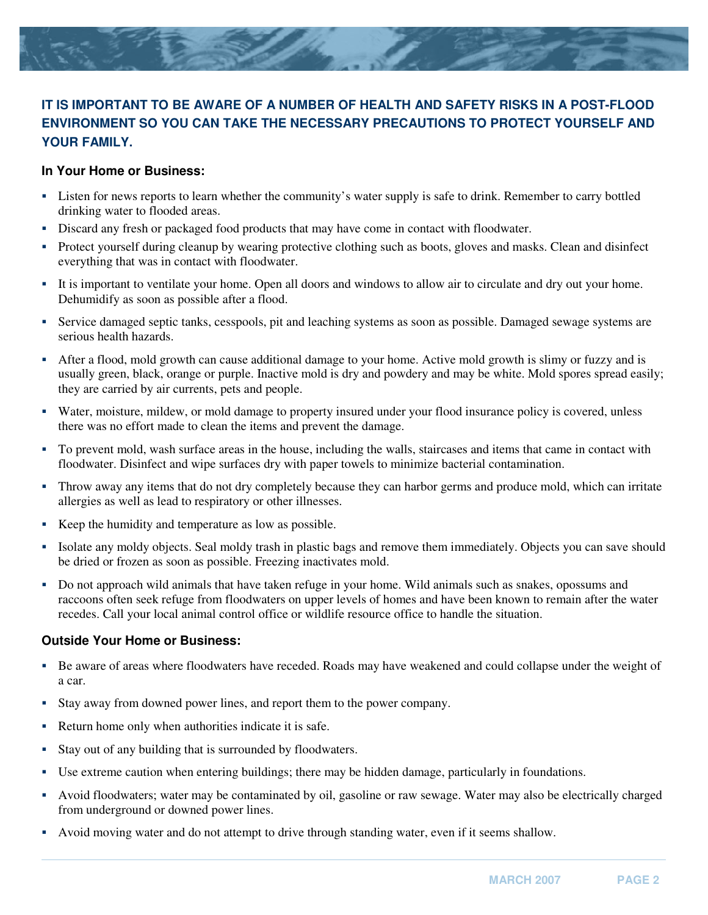**IT IS IMPORTANT TO BE AWARE OF A NUMBER OF HEALTH AND SAFETY RISKS IN A POST-FLOOD ENVIRONMENT SO YOU CAN TAKE THE NECESSARY PRECAUTIONS TO PROTECT YOURSELF AND YOUR FAMILY.**

### In Your Home or Business:

- Listen for news reports to learn whether the community's water supply is safe to drink. Remember to carry bottled drinking water to flooded areas.
- Discard any fresh or packaged food products that may have come in contact with floodwater.
- Protect yourself during cleanup by wearing protective clothing such as boots, gloves and masks. Clean and disinfect everything that was in contact with floodwater.
- It is important to ventilate your home. Open all doors and windows to allow air to circulate and dry out your home. Dehumidify as soon as possible after a flood.
- Service damaged septic tanks, cesspools, pit and leaching systems as soon as possible. Damaged sewage systems are serious health hazards.
- After a flood, mold growth can cause additional damage to your home. Active mold growth is slimy or fuzzy and is usually green, black, orange or purple. Inactive mold is dry and powdery and may be white. Mold spores spread easily; they are carried by air currents, pets and people.
- Water, moisture, mildew, or mold damage to property insured under your flood insurance policy is covered, unless there was no effort made to clean the items and prevent the damage.
- To prevent mold, wash surface areas in the house, including the walls, staircases and items that came in contact with floodwater. Disinfect and wipe surfaces dry with paper towels to minimize bacterial contamination.
- Throw away any items that do not dry completely because they can harbor germs and produce mold, which can irritate allergies as well as lead to respiratory or other illnesses.
- Keep the humidity and temperature as low as possible.
- Isolate any moldy objects. Seal moldy trash in plastic bags and remove them immediately. Objects you can save should be dried or frozen as soon as possible. Freezing inactivates mold.
- Do not approach wild animals that have taken refuge in your home. Wild animals such as snakes, opossums and raccoons often seek refuge from floodwaters on upper levels of homes and have been known to remain after the water recedes. Call your local animal control office or wildlife resource office to handle the situation.

### Outside Your Home or Business:

- Be aware of areas where floodwaters have receded. Roads may have weakened and could collapse under the weight of a car.
- Stay away from downed power lines, and report them to the power company.
- Return home only when authorities indicate it is safe.
- Stay out of any building that is surrounded by floodwaters.
- Use extreme caution when entering buildings; there may be hidden damage, particularly in foundations.
- Avoid floodwaters; water may be contaminated by oil, gasoline or raw sewage. Water may also be electrically charged from underground or downed power lines.
- Avoid moving water and do not attempt to drive through standing water, even if it seems shallow.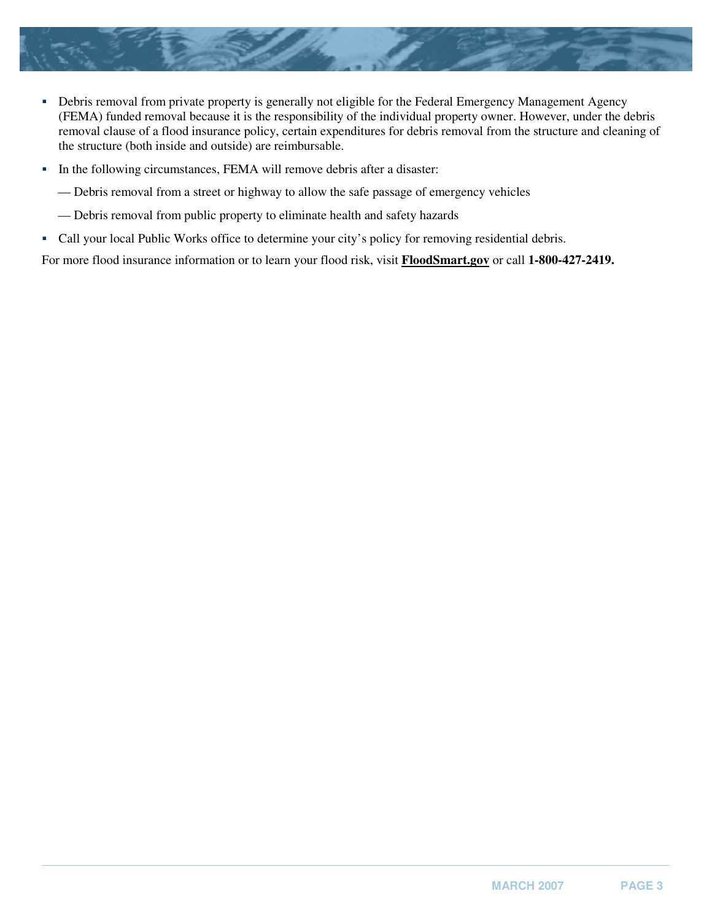- Debris removal from private property is generally not eligible for the Federal Emergency Management Agency (FEMA) funded removal because it is the responsibility of the individual property owner. However, under the debris removal clause of a flood insurance policy, certain expenditures for debris removal from the structure and cleaning of the structure (both inside and outside) are reimbursable.
- In the following circumstances, FEMA will remove debris after a disaster:

  — Debris removal from a street or highway to allow the safe passage of emergency vehicles

  — Debris removal from public property to eliminate health and safety hazards
- Call your local Public Works office to determine your city's policy for removing residential debris.

For more flood insurance information or to learn your flood risk, visit **FloodSmart.gov** or call **1-800-427-2419.**